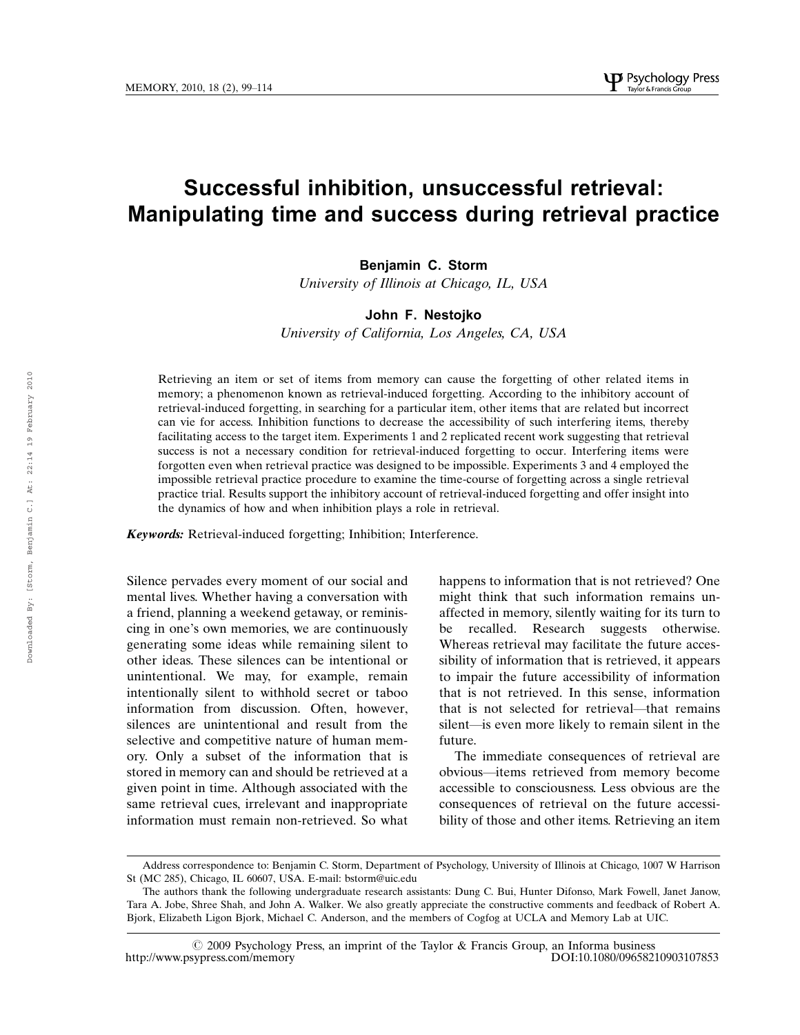# Successful inhibition, unsuccessful retrieval: Manipulating time and success during retrieval practice

**Benjamin C. Storm**

*University of Illinois at Chicago, IL, USA*

**John F. Nestojko**

*University of California, Los Angeles, CA, USA*

Retrieving an item or set of items from memory can cause the forgetting of other related items in memory; a phenomenon known as retrieval-induced forgetting. According to the inhibitory account of retrieval-induced forgetting, in searching for a particular item, other items that are related but incorrect can vie for access. Inhibition functions to decrease the accessibility of such interfering items, thereby facilitating access to the target item. Experiments 1 and 2 replicated recent work suggesting that retrieval success is not a necessary condition for retrieval-induced forgetting to occur. Interfering items were forgotten even when retrieval practice was designed to be impossible. Experiments 3 and 4 employed the impossible retrieval practice procedure to examine the time-course of forgetting across a single retrieval practice trial. Results support the inhibitory account of retrieval-induced forgetting and offer insight into the dynamics of how and when inhibition plays a role in retrieval.

***Keywords:*** Retrieval-induced forgetting; Inhibition; Interference.

Silence pervades every moment of our social and mental lives. Whether having a conversation with a friend, planning a weekend getaway, or reminiscing in one's own memories, we are continuously generating some ideas while remaining silent to other ideas. These silences can be intentional or unintentional. We may, for example, remain intentionally silent to withhold secret or taboo information from discussion. Often, however, silences are unintentional and result from the selective and competitive nature of human memory. Only a subset of the information that is stored in memory can and should be retrieved at a given point in time. Although associated with the same retrieval cues, irrelevant and inappropriate information must remain non-retrieved. So what happens to information that is not retrieved? One might think that such information remains unaffected in memory, silently waiting for its turn to be recalled. Research suggests otherwise. Whereas retrieval may facilitate the future accessibility of information that is retrieved, it appears to impair the future accessibility of information that is not retrieved. In this sense, information that is not selected for retrieval—that remains silent—is even more likely to remain silent in the future.

The immediate consequences of retrieval are obvious—items retrieved from memory become accessible to consciousness. Less obvious are the consequences of retrieval on the future accessibility of those and other items. Retrieving an item

Address correspondence to: Benjamin C. Storm, Department of Psychology, University of Illinois at Chicago, 1007 W Harrison St (MC 285), Chicago, IL 60607, USA. E-mail: bstorm@uic.edu

The authors thank the following undergraduate research assistants: Dung C. Bui, Hunter Difonso, Mark Fowell, Janet Janow, Tara A. Jobe, Shree Shah, and John A. Walker. We also greatly appreciate the constructive comments and feedback of Robert A. Bjork, Elizabeth Ligon Bjork, Michael C. Anderson, and the members of Cogfog at UCLA and Memory Lab at UIC.

© 2009 Psychology Press, an imprint of the Taylor & Francis Group, an Informa business
http://www.psypress.com/memory DOI:10.1080/09658210903107853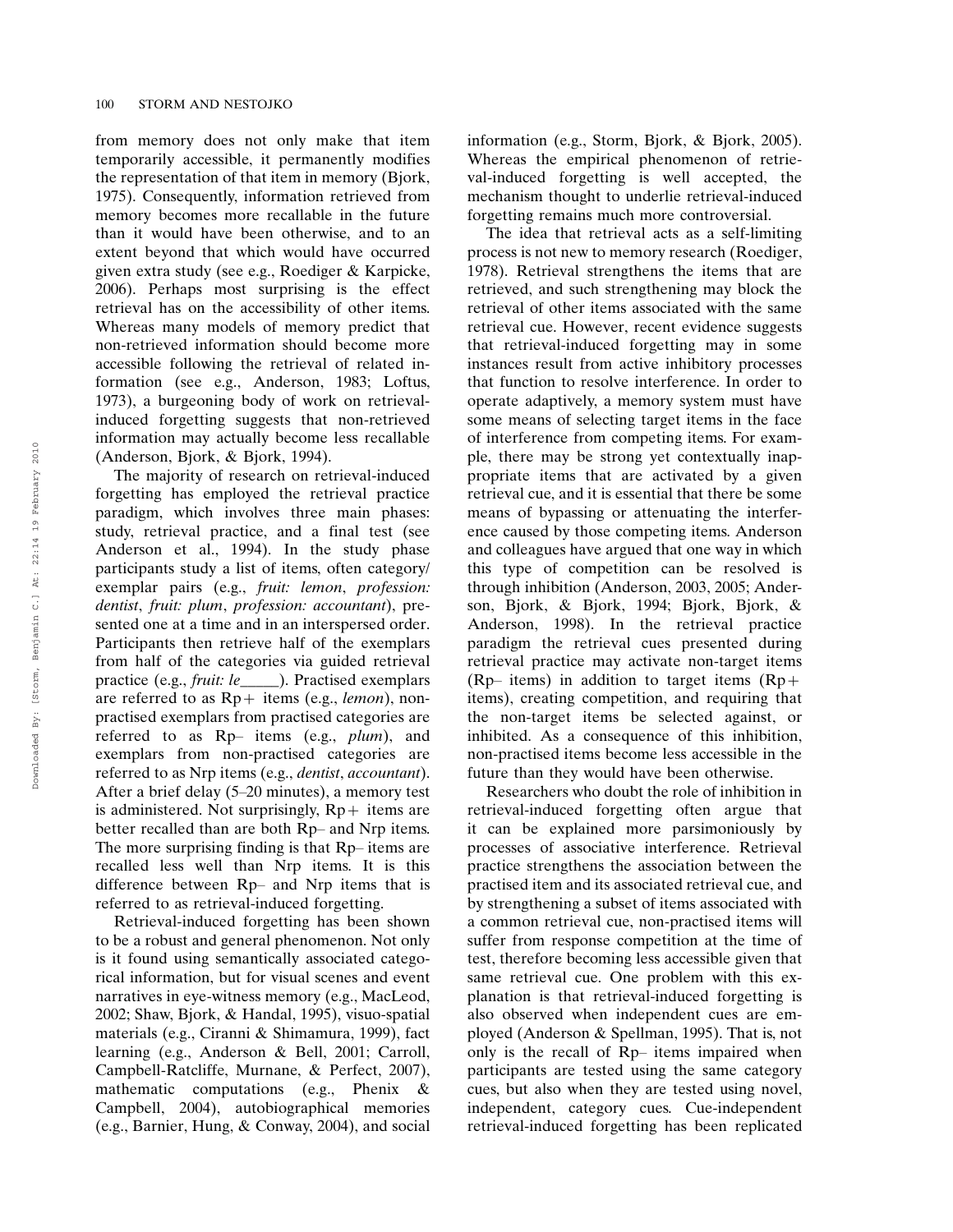from memory does not only make that item temporarily accessible, it permanently modifies the representation of that item in memory (Bjork, 1975). Consequently, information retrieved from memory becomes more recallable in the future than it would have been otherwise, and to an extent beyond that which would have occurred given extra study (see e.g., Roediger & Karpicke, 2006). Perhaps most surprising is the effect retrieval has on the accessibility of other items. Whereas many models of memory predict that non-retrieved information should become more accessible following the retrieval of related information (see e.g., Anderson, 1983; Loftus, 1973), a burgeoning body of work on retrieval-induced forgetting suggests that non-retrieved information may actually become less recallable (Anderson, Bjork, & Bjork, 1994).

The majority of research on retrieval-induced forgetting has employed the retrieval practice paradigm, which involves three main phases: study, retrieval practice, and a final test (see Anderson et al., 1994). In the study phase participants study a list of items, often category/exemplar pairs (e.g., *fruit: lemon*, *profession: dentist*, *fruit: plum*, *profession: accountant*), presented one at a time and in an interspersed order. Participants then retrieve half of the exemplars from half of the categories via guided retrieval practice (e.g., *fruit: le*_____). Practised exemplars are referred to as Rp+ items (e.g., *lemon*), non-practised exemplars from practised categories are referred to as Rp– items (e.g., *plum*), and exemplars from non-practised categories are referred to as Nrp items (e.g., *dentist*, *accountant*). After a brief delay (5–20 minutes), a memory test is administered. Not surprisingly, Rp+ items are better recalled than are both Rp– and Nrp items. The more surprising finding is that Rp– items are recalled less well than Nrp items. It is this difference between Rp– and Nrp items that is referred to as retrieval-induced forgetting.

Retrieval-induced forgetting has been shown to be a robust and general phenomenon. Not only is it found using semantically associated categorical information, but for visual scenes and event narratives in eye-witness memory (e.g., MacLeod, 2002; Shaw, Bjork, & Handal, 1995), visuo-spatial materials (e.g., Ciranni & Shimamura, 1999), fact learning (e.g., Anderson & Bell, 2001; Carroll, Campbell-Ratcliffe, Murnane, & Perfect, 2007), mathematic computations (e.g., Phenix & Campbell, 2004), autobiographical memories (e.g., Barnier, Hung, & Conway, 2004), and social information (e.g., Storm, Bjork, & Bjork, 2005). Whereas the empirical phenomenon of retrieval-induced forgetting is well accepted, the mechanism thought to underlie retrieval-induced forgetting remains much more controversial.

The idea that retrieval acts as a self-limiting process is not new to memory research (Roediger, 1978). Retrieval strengthens the items that are retrieved, and such strengthening may block the retrieval of other items associated with the same retrieval cue. However, recent evidence suggests that retrieval-induced forgetting may in some instances result from active inhibitory processes that function to resolve interference. In order to operate adaptively, a memory system must have some means of selecting target items in the face of interference from competing items. For example, there may be strong yet contextually inappropriate items that are activated by a given retrieval cue, and it is essential that there be some means of bypassing or attenuating the interference caused by those competing items. Anderson and colleagues have argued that one way in which this type of competition can be resolved is through inhibition (Anderson, 2003, 2005; Anderson, Bjork, & Bjork, 1994; Bjork, Bjork, & Anderson, 1998). In the retrieval practice paradigm the retrieval cues presented during retrieval practice may activate non-target items (Rp– items) in addition to target items (Rp+ items), creating competition, and requiring that the non-target items be selected against, or inhibited. As a consequence of this inhibition, non-practised items become less accessible in the future than they would have been otherwise.

Researchers who doubt the role of inhibition in retrieval-induced forgetting often argue that it can be explained more parsimoniously by processes of associative interference. Retrieval practice strengthens the association between the practised item and its associated retrieval cue, and by strengthening a subset of items associated with a common retrieval cue, non-practised items will suffer from response competition at the time of test, therefore becoming less accessible given that same retrieval cue. One problem with this explanation is that retrieval-induced forgetting is also observed when independent cues are employed (Anderson & Spellman, 1995). That is, not only is the recall of Rp– items impaired when participants are tested using the same category cues, but also when they are tested using novel, independent, category cues. Cue-independent retrieval-induced forgetting has been replicated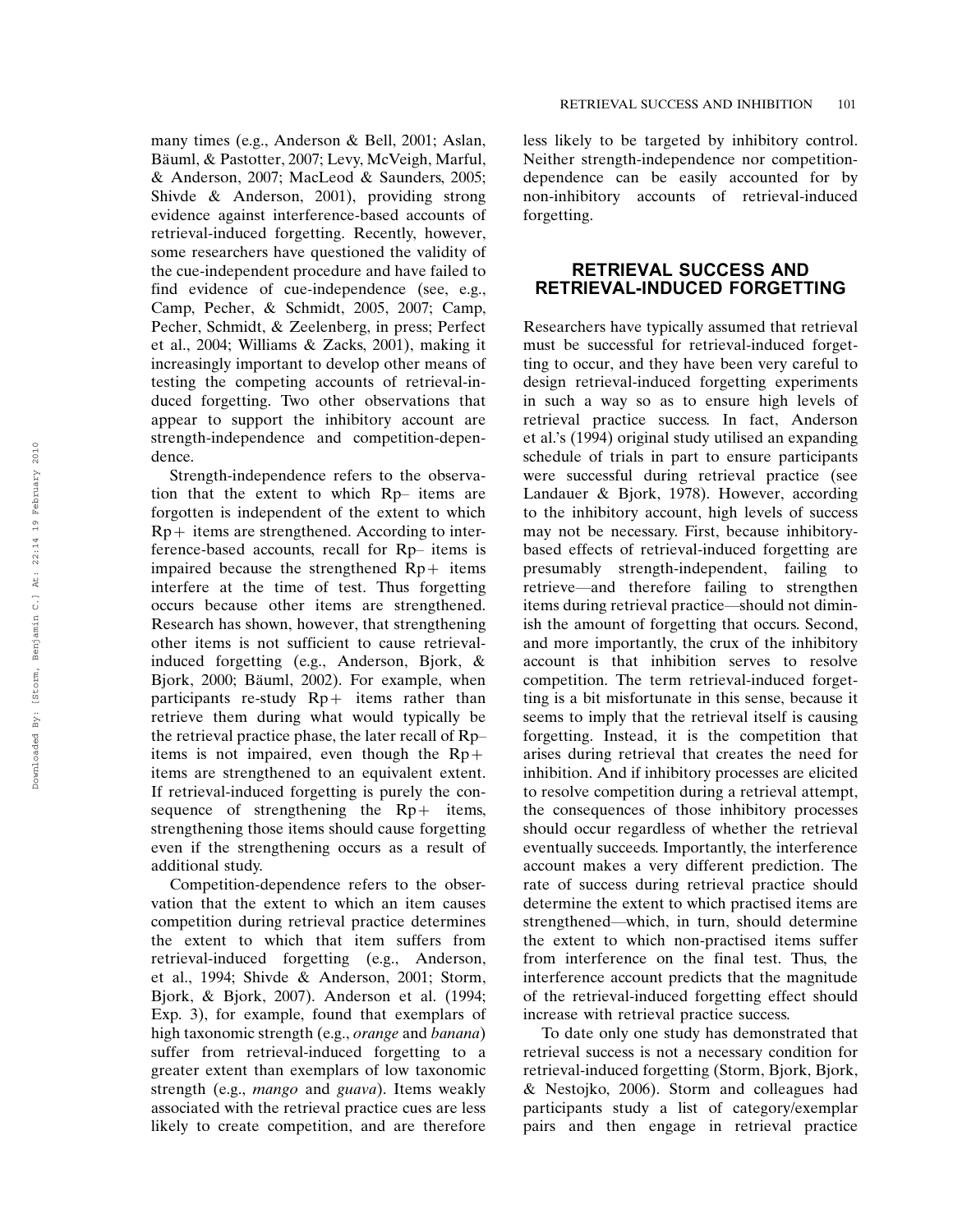many times (e.g., Anderson & Bell, 2001; Aslan, Bäuml, & Pastotter, 2007; Levy, McVeigh, Marful, & Anderson, 2007; MacLeod & Saunders, 2005; Shivde & Anderson, 2001), providing strong evidence against interference-based accounts of retrieval-induced forgetting. Recently, however, some researchers have questioned the validity of the cue-independent procedure and have failed to find evidence of cue-independence (see, e.g., Camp, Pecher, & Schmidt, 2005, 2007; Camp, Pecher, Schmidt, & Zeelenberg, in press; Perfect et al., 2004; Williams & Zacks, 2001), making it increasingly important to develop other means of testing the competing accounts of retrieval-induced forgetting. Two other observations that appear to support the inhibitory account are strength-independence and competition-dependence.

Strength-independence refers to the observation that the extent to which Rp– items are forgotten is independent of the extent to which Rp+ items are strengthened. According to interference-based accounts, recall for Rp– items is impaired because the strengthened Rp+ items interfere at the time of test. Thus forgetting occurs because other items are strengthened. Research has shown, however, that strengthening other items is not sufficient to cause retrieval-induced forgetting (e.g., Anderson, Bjork, & Bjork, 2000; Bäuml, 2002). For example, when participants re-study Rp+ items rather than retrieve them during what would typically be the retrieval practice phase, the later recall of Rp– items is not impaired, even though the Rp+ items are strengthened to an equivalent extent. If retrieval-induced forgetting is purely the consequence of strengthening the Rp+ items, strengthening those items should cause forgetting even if the strengthening occurs as a result of additional study.

Competition-dependence refers to the observation that the extent to which an item causes competition during retrieval practice determines the extent to which that item suffers from retrieval-induced forgetting (e.g., Anderson, et al., 1994; Shivde & Anderson, 2001; Storm, Bjork, & Bjork, 2007). Anderson et al. (1994; Exp. 3), for example, found that exemplars of high taxonomic strength (e.g., *orange* and *banana*) suffer from retrieval-induced forgetting to a greater extent than exemplars of low taxonomic strength (e.g., *mango* and *guava*). Items weakly associated with the retrieval practice cues are less likely to create competition, and are therefore less likely to be targeted by inhibitory control. Neither strength-independence nor competition-dependence can be easily accounted for by non-inhibitory accounts of retrieval-induced forgetting.

## RETRIEVAL SUCCESS AND RETRIEVAL-INDUCED FORGETTING

Researchers have typically assumed that retrieval must be successful for retrieval-induced forgetting to occur, and they have been very careful to design retrieval-induced forgetting experiments in such a way so as to ensure high levels of retrieval practice success. In fact, Anderson et al.'s (1994) original study utilised an expanding schedule of trials in part to ensure participants were successful during retrieval practice (see Landauer & Bjork, 1978). However, according to the inhibitory account, high levels of success may not be necessary. First, because inhibitory-based effects of retrieval-induced forgetting are presumably strength-independent, failing to retrieve—and therefore failing to strengthen items during retrieval practice—should not diminish the amount of forgetting that occurs. Second, and more importantly, the crux of the inhibitory account is that inhibition serves to resolve competition. The term retrieval-induced forgetting is a bit misfortunate in this sense, because it seems to imply that the retrieval itself is causing forgetting. Instead, it is the competition that arises during retrieval that creates the need for inhibition. And if inhibitory processes are elicited to resolve competition during a retrieval attempt, the consequences of those inhibitory processes should occur regardless of whether the retrieval eventually succeeds. Importantly, the interference account makes a very different prediction. The rate of success during retrieval practice should determine the extent to which practised items are strengthened—which, in turn, should determine the extent to which non-practised items suffer from interference on the final test. Thus, the interference account predicts that the magnitude of the retrieval-induced forgetting effect should increase with retrieval practice success.

To date only one study has demonstrated that retrieval success is not a necessary condition for retrieval-induced forgetting (Storm, Bjork, Bjork, & Nestojko, 2006). Storm and colleagues had participants study a list of category/exemplar pairs and then engage in retrieval practice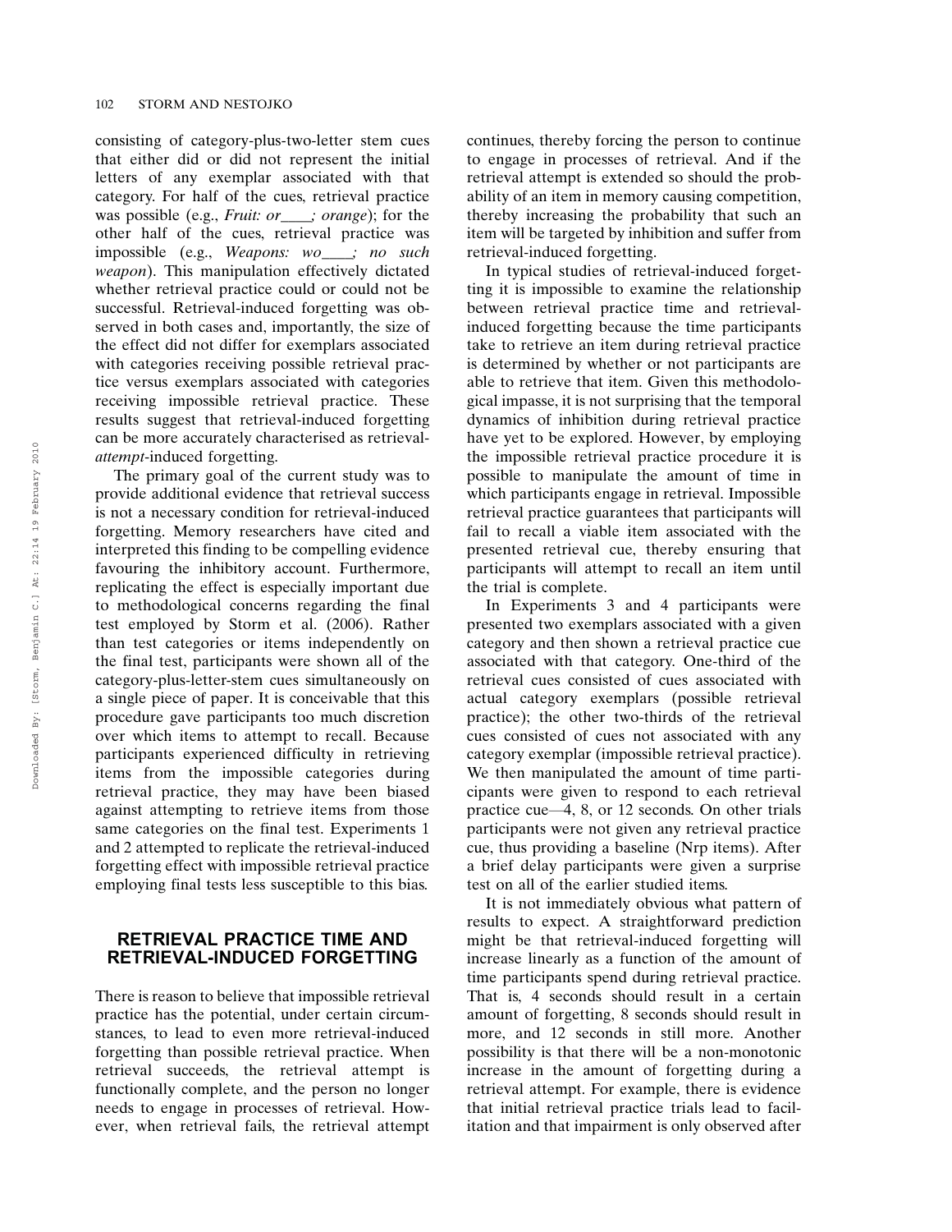consisting of category-plus-two-letter stem cues that either did or did not represent the initial letters of any exemplar associated with that category. For half of the cues, retrieval practice was possible (e.g., *Fruit: or____; orange*); for the other half of the cues, retrieval practice was impossible (e.g., *Weapons: wo____; no such weapon*). This manipulation effectively dictated whether retrieval practice could or could not be successful. Retrieval-induced forgetting was observed in both cases and, importantly, the size of the effect did not differ for exemplars associated with categories receiving possible retrieval practice versus exemplars associated with categories receiving impossible retrieval practice. These results suggest that retrieval-induced forgetting can be more accurately characterised as retrieval-*attempt*-induced forgetting.

The primary goal of the current study was to provide additional evidence that retrieval success is not a necessary condition for retrieval-induced forgetting. Memory researchers have cited and interpreted this finding to be compelling evidence favouring the inhibitory account. Furthermore, replicating the effect is especially important due to methodological concerns regarding the final test employed by Storm et al. (2006). Rather than test categories or items independently on the final test, participants were shown all of the category-plus-letter-stem cues simultaneously on a single piece of paper. It is conceivable that this procedure gave participants too much discretion over which items to attempt to recall. Because participants experienced difficulty in retrieving items from the impossible categories during retrieval practice, they may have been biased against attempting to retrieve items from those same categories on the final test. Experiments 1 and 2 attempted to replicate the retrieval-induced forgetting effect with impossible retrieval practice employing final tests less susceptible to this bias.

## RETRIEVAL PRACTICE TIME AND RETRIEVAL-INDUCED FORGETTING

There is reason to believe that impossible retrieval practice has the potential, under certain circumstances, to lead to even more retrieval-induced forgetting than possible retrieval practice. When retrieval succeeds, the retrieval attempt is functionally complete, and the person no longer needs to engage in processes of retrieval. However, when retrieval fails, the retrieval attempt continues, thereby forcing the person to continue to engage in processes of retrieval. And if the retrieval attempt is extended so should the probability of an item in memory causing competition, thereby increasing the probability that such an item will be targeted by inhibition and suffer from retrieval-induced forgetting.

In typical studies of retrieval-induced forgetting it is impossible to examine the relationship between retrieval practice time and retrieval-induced forgetting because the time participants take to retrieve an item during retrieval practice is determined by whether or not participants are able to retrieve that item. Given this methodological impasse, it is not surprising that the temporal dynamics of inhibition during retrieval practice have yet to be explored. However, by employing the impossible retrieval practice procedure it is possible to manipulate the amount of time in which participants engage in retrieval. Impossible retrieval practice guarantees that participants will fail to recall a viable item associated with the presented retrieval cue, thereby ensuring that participants will attempt to recall an item until the trial is complete.

In Experiments 3 and 4 participants were presented two exemplars associated with a given category and then shown a retrieval practice cue associated with that category. One-third of the retrieval cues consisted of cues associated with actual category exemplars (possible retrieval practice); the other two-thirds of the retrieval cues consisted of cues not associated with any category exemplar (impossible retrieval practice). We then manipulated the amount of time participants were given to respond to each retrieval practice cue—4, 8, or 12 seconds. On other trials participants were not given any retrieval practice cue, thus providing a baseline (Nrp items). After a brief delay participants were given a surprise test on all of the earlier studied items.

It is not immediately obvious what pattern of results to expect. A straightforward prediction might be that retrieval-induced forgetting will increase linearly as a function of the amount of time participants spend during retrieval practice. That is, 4 seconds should result in a certain amount of forgetting, 8 seconds should result in more, and 12 seconds in still more. Another possibility is that there will be a non-monotonic increase in the amount of forgetting during a retrieval attempt. For example, there is evidence that initial retrieval practice trials lead to facilitation and that impairment is only observed after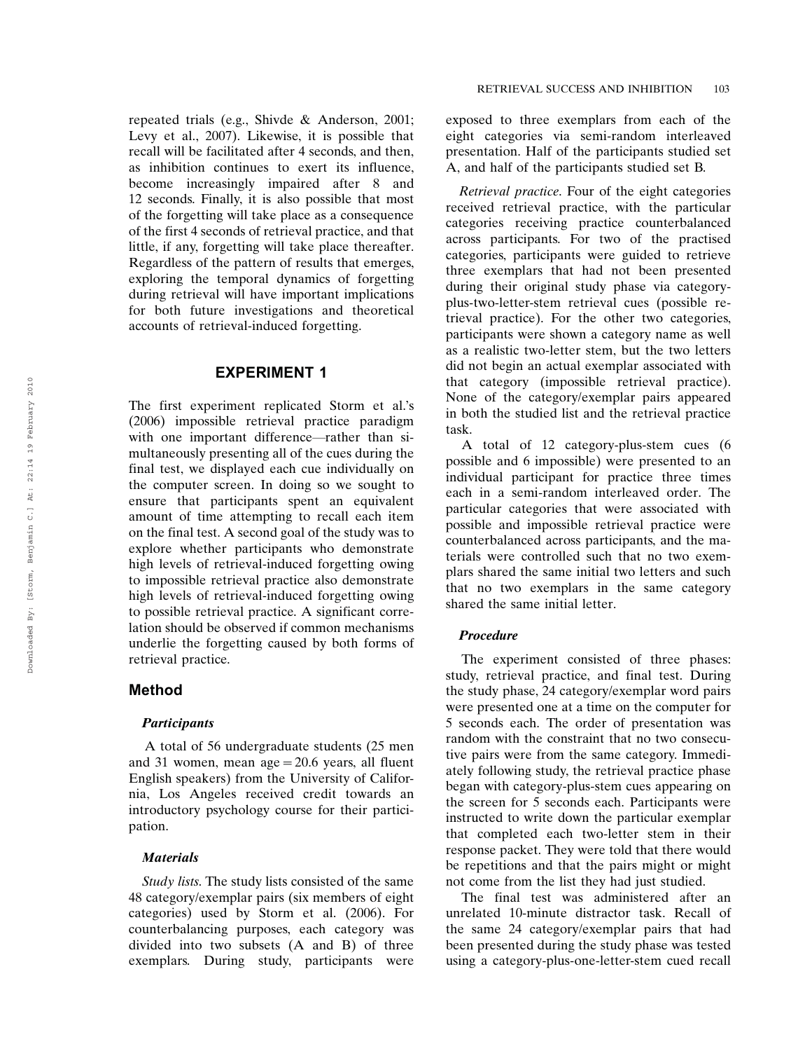repeated trials (e.g., Shivde & Anderson, 2001; Levy et al., 2007). Likewise, it is possible that recall will be facilitated after 4 seconds, and then, as inhibition continues to exert its influence, become increasingly impaired after 8 and 12 seconds. Finally, it is also possible that most of the forgetting will take place as a consequence of the first 4 seconds of retrieval practice, and that little, if any, forgetting will take place thereafter. Regardless of the pattern of results that emerges, exploring the temporal dynamics of forgetting during retrieval will have important implications for both future investigations and theoretical accounts of retrieval-induced forgetting.

## EXPERIMENT 1

The first experiment replicated Storm et al.'s (2006) impossible retrieval practice paradigm with one important difference—rather than simultaneously presenting all of the cues during the final test, we displayed each cue individually on the computer screen. In doing so we sought to ensure that participants spent an equivalent amount of time attempting to recall each item on the final test. A second goal of the study was to explore whether participants who demonstrate high levels of retrieval-induced forgetting owing to impossible retrieval practice also demonstrate high levels of retrieval-induced forgetting owing to possible retrieval practice. A significant correlation should be observed if common mechanisms underlie the forgetting caused by both forms of retrieval practice.

### Method

#### *Participants*

A total of 56 undergraduate students (25 men and 31 women, mean age = 20.6 years, all fluent English speakers) from the University of California, Los Angeles received credit towards an introductory psychology course for their participation.

#### *Materials*

*Study lists.* The study lists consisted of the same 48 category/exemplar pairs (six members of eight categories) used by Storm et al. (2006). For counterbalancing purposes, each category was divided into two subsets (A and B) of three exemplars. During study, participants were exposed to three exemplars from each of the eight categories via semi-random interleaved presentation. Half of the participants studied set A, and half of the participants studied set B.

*Retrieval practice.* Four of the eight categories received retrieval practice, with the particular categories receiving practice counterbalanced across participants. For two of the practised categories, participants were guided to retrieve three exemplars that had not been presented during their original study phase via category-plus-two-letter-stem retrieval cues (possible retrieval practice). For the other two categories, participants were shown a category name as well as a realistic two-letter stem, but the two letters did not begin an actual exemplar associated with that category (impossible retrieval practice). None of the category/exemplar pairs appeared in both the studied list and the retrieval practice task.

A total of 12 category-plus-stem cues (6 possible and 6 impossible) were presented to an individual participant for practice three times each in a semi-random interleaved order. The particular categories that were associated with possible and impossible retrieval practice were counterbalanced across participants, and the materials were controlled such that no two exemplars shared the same initial two letters and such that no two exemplars in the same category shared the same initial letter.

#### *Procedure*

The experiment consisted of three phases: study, retrieval practice, and final test. During the study phase, 24 category/exemplar word pairs were presented one at a time on the computer for 5 seconds each. The order of presentation was random with the constraint that no two consecutive pairs were from the same category. Immediately following study, the retrieval practice phase began with category-plus-stem cues appearing on the screen for 5 seconds each. Participants were instructed to write down the particular exemplar that completed each two-letter stem in their response packet. They were told that there would be repetitions and that the pairs might or might not come from the list they had just studied.

The final test was administered after an unrelated 10-minute distractor task. Recall of the same 24 category/exemplar pairs that had been presented during the study phase was tested using a category-plus-one-letter-stem cued recall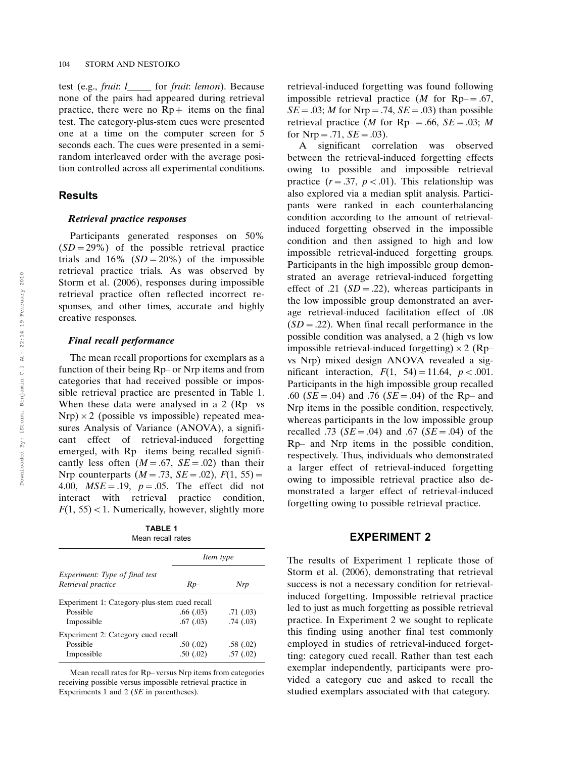test (e.g., *fruit*: *l*_____ for *fruit*: *lemon*). Because none of the pairs had appeared during retrieval practice, there were no Rp+ items on the final test. The category-plus-stem cues were presented one at a time on the computer screen for 5 seconds each. The cues were presented in a semi-random interleaved order with the average position controlled across all experimental conditions.

## Results

### *Retrieval practice responses*

Participants generated responses on 50% ($SD = 29\%$) of the possible retrieval practice trials and 16% ($SD = 20\%$) of the impossible retrieval practice trials. As was observed by Storm et al. (2006), responses during impossible retrieval practice often reflected incorrect responses, and other times, accurate and highly creative responses.

### *Final recall performance*

The mean recall proportions for exemplars as a function of their being Rp– or Nrp items and from categories that had received possible or impossible retrieval practice are presented in Table 1. When these data were analysed in a 2 (Rp– vs Nrp) × 2 (possible vs impossible) repeated measures Analysis of Variance (ANOVA), a significant effect of retrieval-induced forgetting emerged, with Rp– items being recalled significantly less often ($M = .67$, $SE = .02$) than their Nrp counterparts ($M = .73$, $SE = .02$), $F(1, 55) = 4.00$, $MSE = .19$, $p = .05$. The effect did not interact with retrieval practice condition, $F(1, 55) < 1$. Numerically, however, slightly more retrieval-induced forgetting was found following impossible retrieval practice ($M$ for Rp– = .67, $SE = .03$; $M$ for Nrp = .74, $SE = .03$) than possible retrieval practice ($M$ for Rp– = .66, $SE = .03$; $M$ for Nrp = .71, $SE = .03$).

A significant correlation was observed between the retrieval-induced forgetting effects owing to possible and impossible retrieval practice ($r = .37$, $p < .01$). This relationship was also explored via a median split analysis. Participants were ranked in each counterbalancing condition according to the amount of retrieval-induced forgetting observed in the impossible condition and then assigned to high and low impossible retrieval-induced forgetting groups. Participants in the high impossible group demonstrated an average retrieval-induced forgetting effect of .21 ($SD = .22$), whereas participants in the low impossible group demonstrated an average retrieval-induced facilitation effect of .08 ($SD = .22$). When final recall performance in the possible condition was analysed, a 2 (high vs low impossible retrieval-induced forgetting) × 2 (Rp– vs Nrp) mixed design ANOVA revealed a significant interaction, $F(1, 54) = 11.64$, $p < .001$. Participants in the high impossible group recalled .60 ($SE = .04$) and .76 ($SE = .04$) of the Rp– and Nrp items in the possible condition, respectively, whereas participants in the low impossible group recalled .73 ($SE = .04$) and .67 ($SE = .04$) of the Rp– and Nrp items in the possible condition, respectively. Thus, individuals who demonstrated a larger effect of retrieval-induced forgetting owing to impossible retrieval practice also demonstrated a larger effect of retrieval-induced forgetting owing to possible retrieval practice.

**TABLE 1**
Mean recall rates

| *Experiment: Type of final test* / *Retrieval practice* | *Item type* | |
|---|---|---|
| | *Rp–* | *Nrp* |
| Experiment 1: Category-plus-stem cued recall | | |
| Possible | .66 (.03) | .71 (.03) |
| Impossible | .67 (.03) | .74 (.03) |
| Experiment 2: Category cued recall | | |
| Possible | .50 (.02) | .58 (.02) |
| Impossible | .50 (.02) | .57 (.02) |

Mean recall rates for Rp– versus Nrp items from categories receiving possible versus impossible retrieval practice in Experiments 1 and 2 (*SE* in parentheses).

# EXPERIMENT 2

The results of Experiment 1 replicate those of Storm et al. (2006), demonstrating that retrieval success is not a necessary condition for retrieval-induced forgetting. Impossible retrieval practice led to just as much forgetting as possible retrieval practice. In Experiment 2 we sought to replicate this finding using another final test commonly employed in studies of retrieval-induced forgetting: category cued recall. Rather than test each exemplar independently, participants were provided a category cue and asked to recall the studied exemplars associated with that category.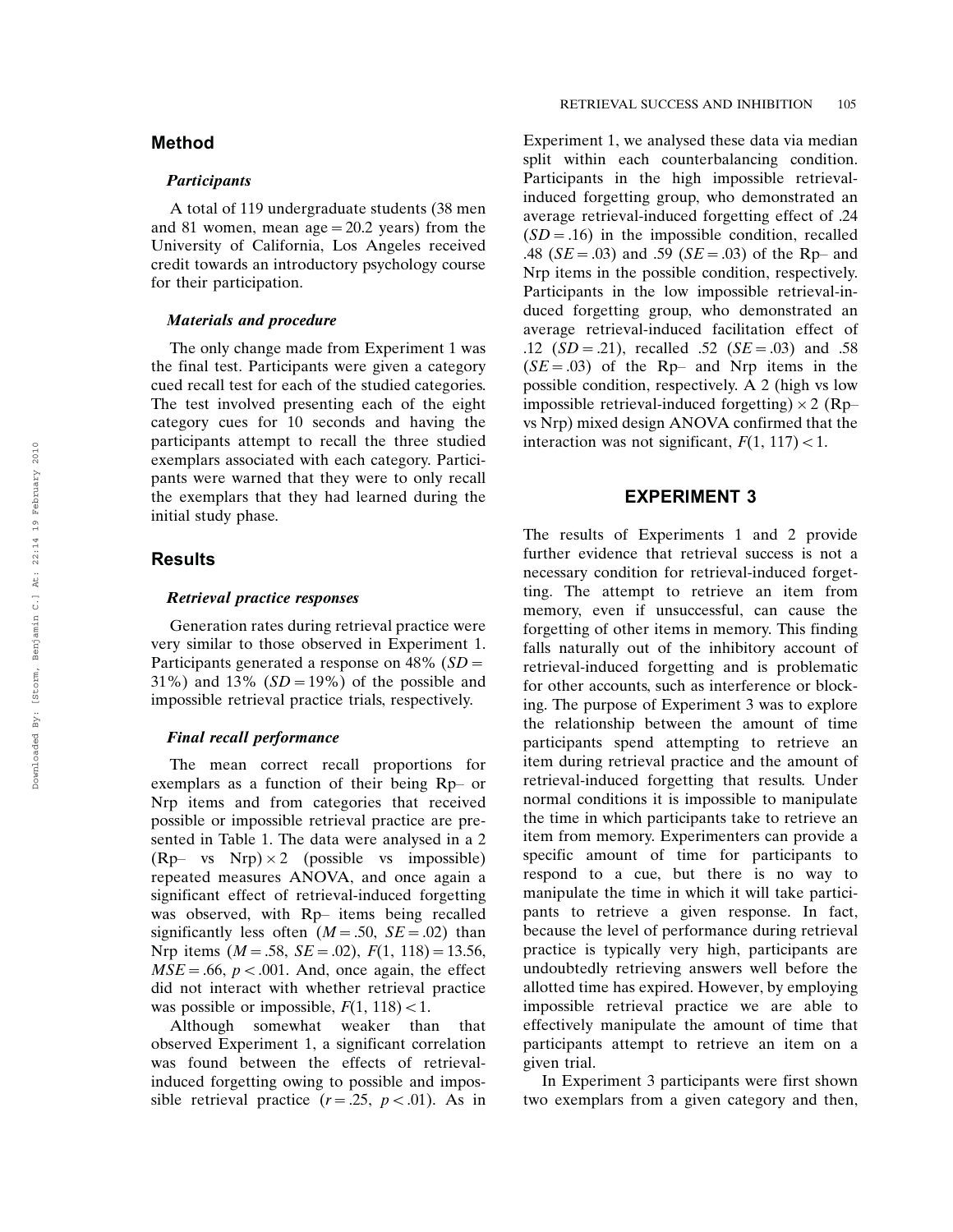## Method

### *Participants*

A total of 119 undergraduate students (38 men and 81 women, mean age = 20.2 years) from the University of California, Los Angeles received credit towards an introductory psychology course for their participation.

### *Materials and procedure*

The only change made from Experiment 1 was the final test. Participants were given a category cued recall test for each of the studied categories. The test involved presenting each of the eight category cues for 10 seconds and having the participants attempt to recall the three studied exemplars associated with each category. Participants were warned that they were to only recall the exemplars that they had learned during the initial study phase.

## Results

### *Retrieval practice responses*

Generation rates during retrieval practice were very similar to those observed in Experiment 1. Participants generated a response on 48% ($SD$ = 31%) and 13% ($SD$ = 19%) of the possible and impossible retrieval practice trials, respectively.

### *Final recall performance*

The mean correct recall proportions for exemplars as a function of their being Rp– or Nrp items and from categories that received possible or impossible retrieval practice are presented in Table 1. The data were analysed in a 2 (Rp– vs Nrp) × 2 (possible vs impossible) repeated measures ANOVA, and once again a significant effect of retrieval-induced forgetting was observed, with Rp– items being recalled significantly less often ($M$ = .50, $SE$ = .02) than Nrp items ($M$ = .58, $SE$ = .02), $F(1, 118) = 13.56$, $MSE = .66$, $p < .001$. And, once again, the effect did not interact with whether retrieval practice was possible or impossible, $F(1, 118) < 1$.

Although somewhat weaker than that observed Experiment 1, a significant correlation was found between the effects of retrieval-induced forgetting owing to possible and impossible retrieval practice ($r = .25$, $p < .01$). As in Experiment 1, we analysed these data via median split within each counterbalancing condition. Participants in the high impossible retrieval-induced forgetting group, who demonstrated an average retrieval-induced forgetting effect of .24 ($SD$ = .16) in the impossible condition, recalled .48 ($SE$ = .03) and .59 ($SE$ = .03) of the Rp– and Nrp items in the possible condition, respectively. Participants in the low impossible retrieval-induced forgetting group, who demonstrated an average retrieval-induced facilitation effect of .12 ($SD$ = .21), recalled .52 ($SE$ = .03) and .58 ($SE$ = .03) of the Rp– and Nrp items in the possible condition, respectively. A 2 (high vs low impossible retrieval-induced forgetting) × 2 (Rp– vs Nrp) mixed design ANOVA confirmed that the interaction was not significant, $F(1, 117) < 1$.

# EXPERIMENT 3

The results of Experiments 1 and 2 provide further evidence that retrieval success is not a necessary condition for retrieval-induced forgetting. The attempt to retrieve an item from memory, even if unsuccessful, can cause the forgetting of other items in memory. This finding falls naturally out of the inhibitory account of retrieval-induced forgetting and is problematic for other accounts, such as interference or blocking. The purpose of Experiment 3 was to explore the relationship between the amount of time participants spend attempting to retrieve an item during retrieval practice and the amount of retrieval-induced forgetting that results. Under normal conditions it is impossible to manipulate the time in which participants take to retrieve an item from memory. Experimenters can provide a specific amount of time for participants to respond to a cue, but there is no way to manipulate the time in which it will take participants to retrieve a given response. In fact, because the level of performance during retrieval practice is typically very high, participants are undoubtedly retrieving answers well before the allotted time has expired. However, by employing impossible retrieval practice we are able to effectively manipulate the amount of time that participants attempt to retrieve an item on a given trial.

In Experiment 3 participants were first shown two exemplars from a given category and then,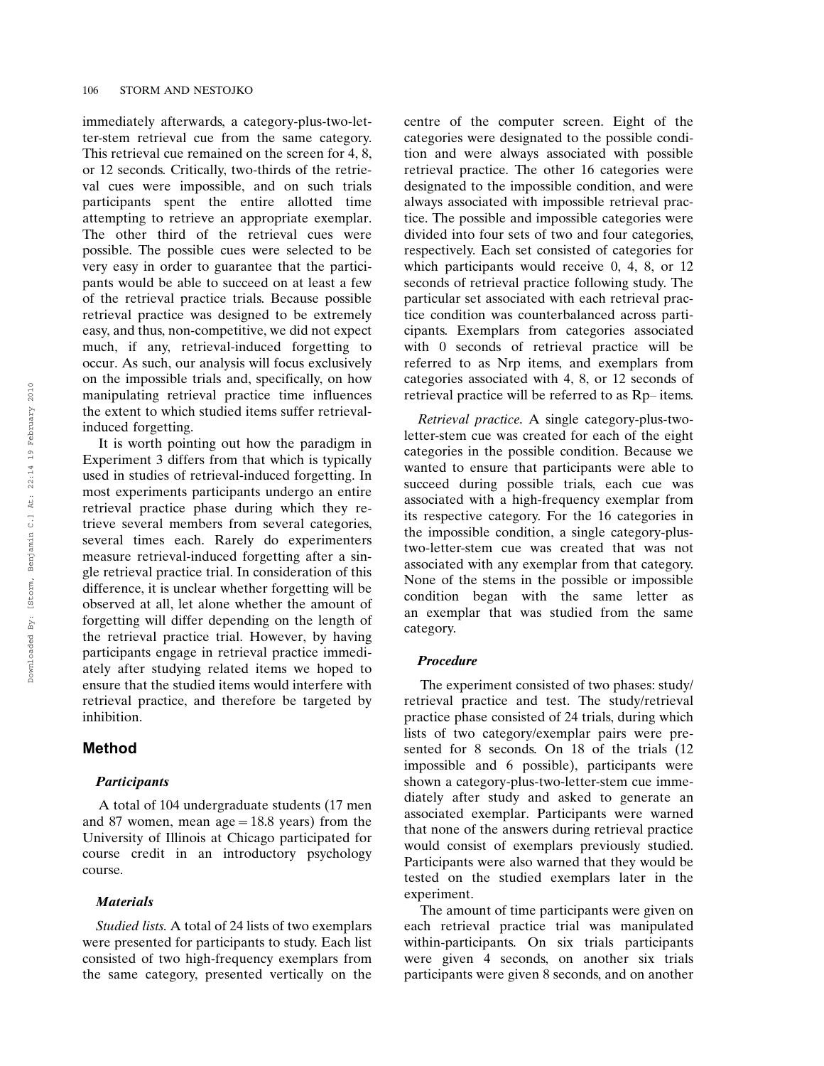immediately afterwards, a category-plus-two-letter-stem retrieval cue from the same category. This retrieval cue remained on the screen for 4, 8, or 12 seconds. Critically, two-thirds of the retrieval cues were impossible, and on such trials participants spent the entire allotted time attempting to retrieve an appropriate exemplar. The other third of the retrieval cues were possible. The possible cues were selected to be very easy in order to guarantee that the participants would be able to succeed on at least a few of the retrieval practice trials. Because possible retrieval practice was designed to be extremely easy, and thus, non-competitive, we did not expect much, if any, retrieval-induced forgetting to occur. As such, our analysis will focus exclusively on the impossible trials and, specifically, on how manipulating retrieval practice time influences the extent to which studied items suffer retrieval-induced forgetting.

It is worth pointing out how the paradigm in Experiment 3 differs from that which is typically used in studies of retrieval-induced forgetting. In most experiments participants undergo an entire retrieval practice phase during which they retrieve several members from several categories, several times each. Rarely do experimenters measure retrieval-induced forgetting after a single retrieval practice trial. In consideration of this difference, it is unclear whether forgetting will be observed at all, let alone whether the amount of forgetting will differ depending on the length of the retrieval practice trial. However, by having participants engage in retrieval practice immediately after studying related items we hoped to ensure that the studied items would interfere with retrieval practice, and therefore be targeted by inhibition.

## Method

### Participants

A total of 104 undergraduate students (17 men and 87 women, mean age = 18.8 years) from the University of Illinois at Chicago participated for course credit in an introductory psychology course.

### Materials

*Studied lists.* A total of 24 lists of two exemplars were presented for participants to study. Each list consisted of two high-frequency exemplars from the same category, presented vertically on the centre of the computer screen. Eight of the categories were designated to the possible condition and were always associated with possible retrieval practice. The other 16 categories were designated to the impossible condition, and were always associated with impossible retrieval practice. The possible and impossible categories were divided into four sets of two and four categories, respectively. Each set consisted of categories for which participants would receive 0, 4, 8, or 12 seconds of retrieval practice following study. The particular set associated with each retrieval practice condition was counterbalanced across participants. Exemplars from categories associated with 0 seconds of retrieval practice will be referred to as Nrp items, and exemplars from categories associated with 4, 8, or 12 seconds of retrieval practice will be referred to as Rp– items.

*Retrieval practice.* A single category-plus-two-letter-stem cue was created for each of the eight categories in the possible condition. Because we wanted to ensure that participants were able to succeed during possible trials, each cue was associated with a high-frequency exemplar from its respective category. For the 16 categories in the impossible condition, a single category-plus-two-letter-stem cue was created that was not associated with any exemplar from that category. None of the stems in the possible or impossible condition began with the same letter as an exemplar that was studied from the same category.

### Procedure

The experiment consisted of two phases: study/retrieval practice and test. The study/retrieval practice phase consisted of 24 trials, during which lists of two category/exemplar pairs were presented for 8 seconds. On 18 of the trials (12 impossible and 6 possible), participants were shown a category-plus-two-letter-stem cue immediately after study and asked to generate an associated exemplar. Participants were warned that none of the answers during retrieval practice would consist of exemplars previously studied. Participants were also warned that they would be tested on the studied exemplars later in the experiment.

The amount of time participants were given on each retrieval practice trial was manipulated within-participants. On six trials participants were given 4 seconds, on another six trials participants were given 8 seconds, and on another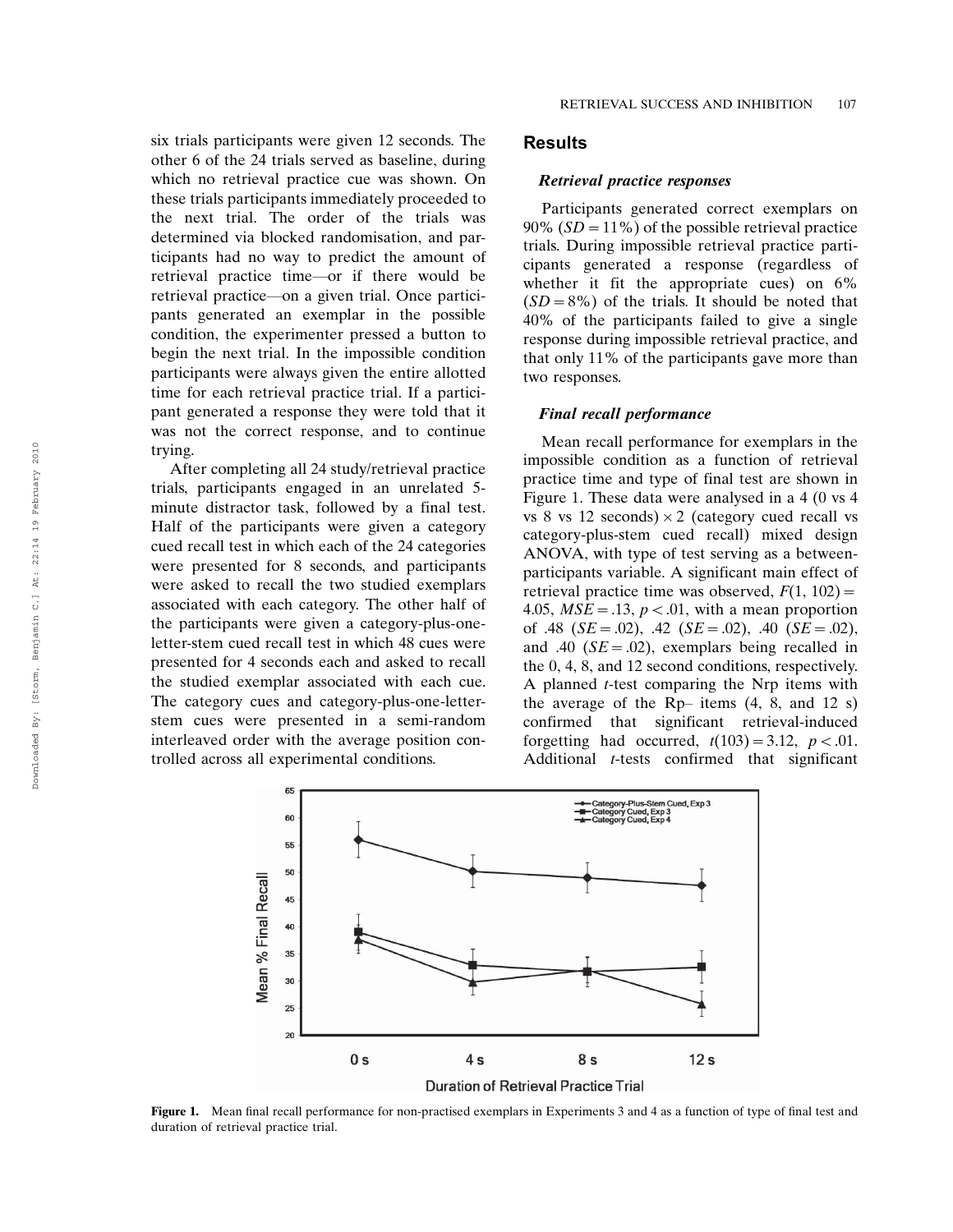six trials participants were given 12 seconds. The other 6 of the 24 trials served as baseline, during which no retrieval practice cue was shown. On these trials participants immediately proceeded to the next trial. The order of the trials was determined via blocked randomisation, and participants had no way to predict the amount of retrieval practice time—or if there would be retrieval practice—on a given trial. Once participants generated an exemplar in the possible condition, the experimenter pressed a button to begin the next trial. In the impossible condition participants were always given the entire allotted time for each retrieval practice trial. If a participant generated a response they were told that it was not the correct response, and to continue trying.

After completing all 24 study/retrieval practice trials, participants engaged in an unrelated 5-minute distractor task, followed by a final test. Half of the participants were given a category cued recall test in which each of the 24 categories were presented for 8 seconds, and participants were asked to recall the two studied exemplars associated with each category. The other half of the participants were given a category-plus-one-letter-stem cued recall test in which 48 cues were presented for 4 seconds each and asked to recall the studied exemplar associated with each cue. The category cues and category-plus-one-letter-stem cues were presented in a semi-random interleaved order with the average position controlled across all experimental conditions.

## Results

### *Retrieval practice responses*

Participants generated correct exemplars on 90% ($SD = 11\%$) of the possible retrieval practice trials. During impossible retrieval practice participants generated a response (regardless of whether it fit the appropriate cues) on 6% ($SD = 8\%$) of the trials. It should be noted that 40% of the participants failed to give a single response during impossible retrieval practice, and that only 11% of the participants gave more than two responses.

### *Final recall performance*

Mean recall performance for exemplars in the impossible condition as a function of retrieval practice time and type of final test are shown in Figure 1. These data were analysed in a 4 (0 vs 4 vs 8 vs 12 seconds) $\times$ 2 (category cued recall vs category-plus-stem cued recall) mixed design ANOVA, with type of test serving as a between-participants variable. A significant main effect of retrieval practice time was observed, $F(1, 102) = 4.05$, $MSE = .13$, $p < .01$, with a mean proportion of .48 ($SE = .02$), .42 ($SE = .02$), .40 ($SE = .02$), and .40 ($SE = .02$), exemplars being recalled in the 0, 4, 8, and 12 second conditions, respectively. A planned *t*-test comparing the Nrp items with the average of the Rp– items (4, 8, and 12 s) confirmed that significant retrieval-induced forgetting had occurred, $t(103) = 3.12$, $p < .01$. Additional *t*-tests confirmed that significant

**Figure 1.** Mean final recall performance for non-practised exemplars in Experiments 3 and 4 as a function of type of final test and duration of retrieval practice trial.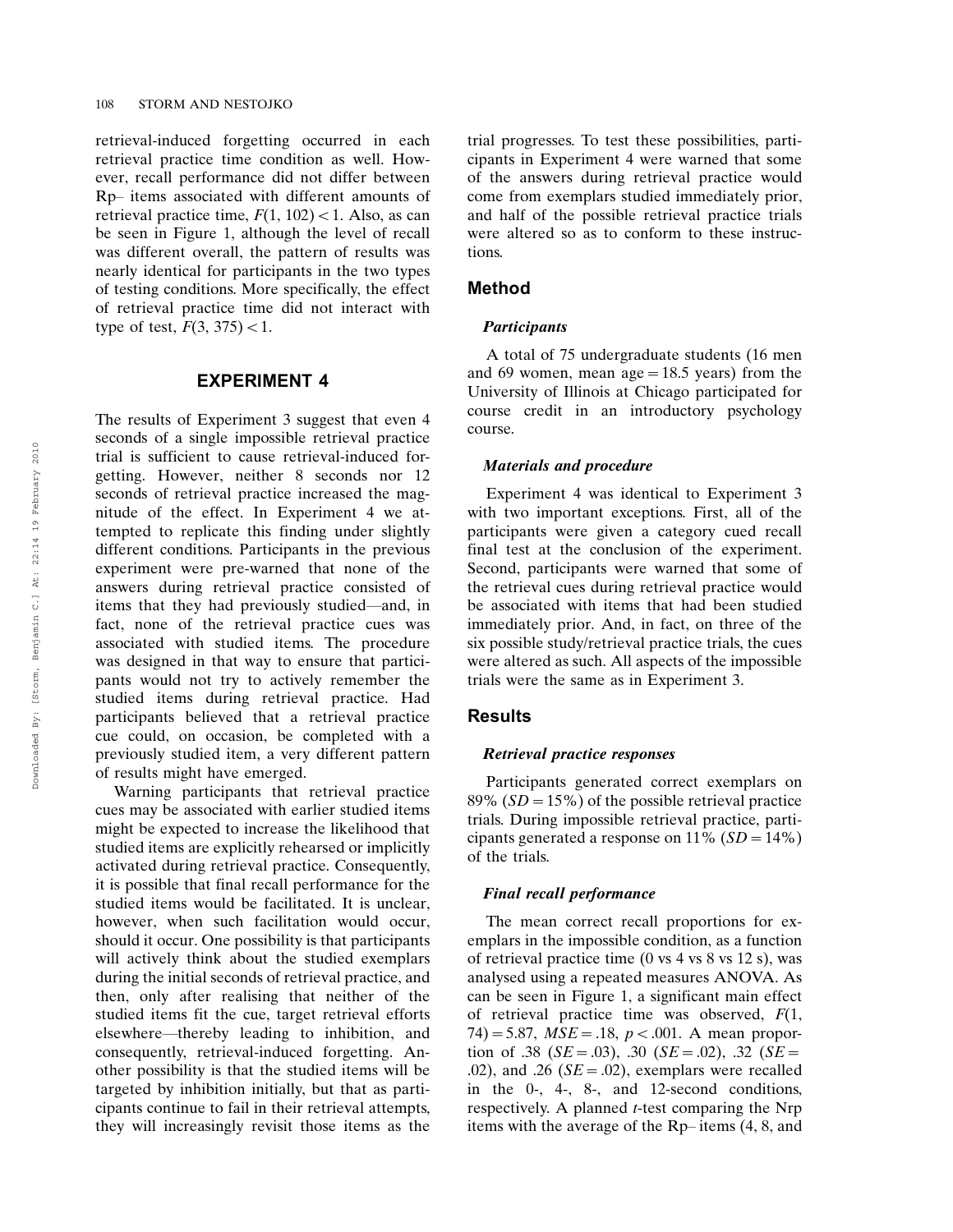retrieval-induced forgetting occurred in each retrieval practice time condition as well. However, recall performance did not differ between Rp– items associated with different amounts of retrieval practice time, $F(1, 102) < 1$. Also, as can be seen in Figure 1, although the level of recall was different overall, the pattern of results was nearly identical for participants in the two types of testing conditions. More specifically, the effect of retrieval practice time did not interact with type of test, $F(3, 375) < 1$.

## EXPERIMENT 4

The results of Experiment 3 suggest that even 4 seconds of a single impossible retrieval practice trial is sufficient to cause retrieval-induced forgetting. However, neither 8 seconds nor 12 seconds of retrieval practice increased the magnitude of the effect. In Experiment 4 we attempted to replicate this finding under slightly different conditions. Participants in the previous experiment were pre-warned that none of the answers during retrieval practice consisted of items that they had previously studied—and, in fact, none of the retrieval practice cues was associated with studied items. The procedure was designed in that way to ensure that participants would not try to actively remember the studied items during retrieval practice. Had participants believed that a retrieval practice cue could, on occasion, be completed with a previously studied item, a very different pattern of results might have emerged.

Warning participants that retrieval practice cues may be associated with earlier studied items might be expected to increase the likelihood that studied items are explicitly rehearsed or implicitly activated during retrieval practice. Consequently, it is possible that final recall performance for the studied items would be facilitated. It is unclear, however, when such facilitation would occur, should it occur. One possibility is that participants will actively think about the studied exemplars during the initial seconds of retrieval practice, and then, only after realising that neither of the studied items fit the cue, target retrieval efforts elsewhere—thereby leading to inhibition, and consequently, retrieval-induced forgetting. Another possibility is that the studied items will be targeted by inhibition initially, but that as participants continue to fail in their retrieval attempts, they will increasingly revisit those items as the trial progresses. To test these possibilities, participants in Experiment 4 were warned that some of the answers during retrieval practice would come from exemplars studied immediately prior, and half of the possible retrieval practice trials were altered so as to conform to these instructions.

### Method

#### *Participants*

A total of 75 undergraduate students (16 men and 69 women, mean age = 18.5 years) from the University of Illinois at Chicago participated for course credit in an introductory psychology course.

#### *Materials and procedure*

Experiment 4 was identical to Experiment 3 with two important exceptions. First, all of the participants were given a category cued recall final test at the conclusion of the experiment. Second, participants were warned that some of the retrieval cues during retrieval practice would be associated with items that had been studied immediately prior. And, in fact, on three of the six possible study/retrieval practice trials, the cues were altered as such. All aspects of the impossible trials were the same as in Experiment 3.

### Results

#### *Retrieval practice responses*

Participants generated correct exemplars on 89% ($SD = 15\%$) of the possible retrieval practice trials. During impossible retrieval practice, participants generated a response on 11% ($SD = 14\%$) of the trials.

#### *Final recall performance*

The mean correct recall proportions for exemplars in the impossible condition, as a function of retrieval practice time (0 vs 4 vs 8 vs 12 s), was analysed using a repeated measures ANOVA. As can be seen in Figure 1, a significant main effect of retrieval practice time was observed, $F(1, 74) = 5.87$, $MSE = .18$, $p < .001$. A mean proportion of .38 ($SE = .03$), .30 ($SE = .02$), .32 ($SE = .02$), and .26 ($SE = .02$), exemplars were recalled in the 0-, 4-, 8-, and 12-second conditions, respectively. A planned $t$-test comparing the Nrp items with the average of the Rp– items (4, 8, and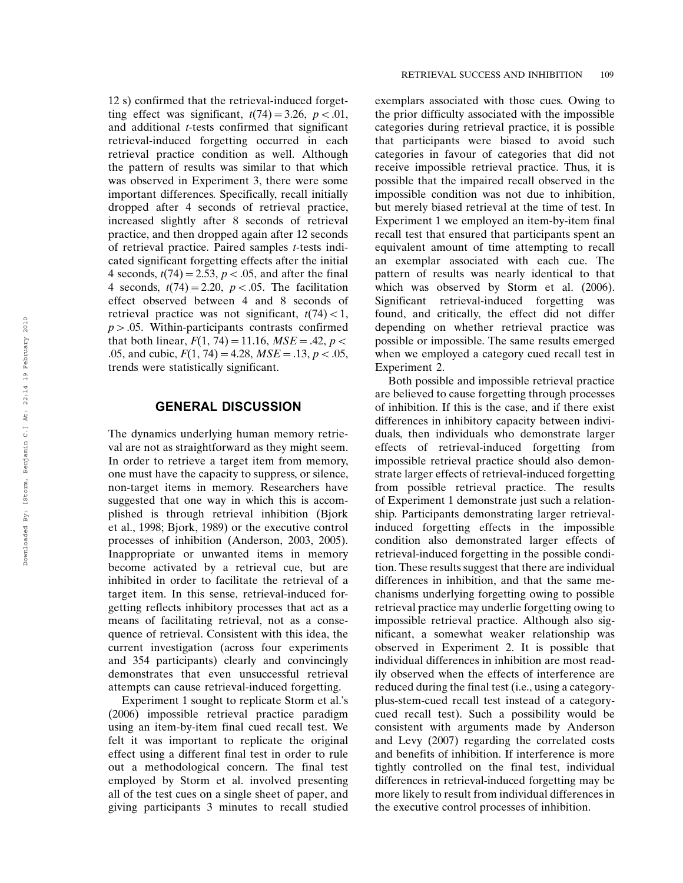12 s) confirmed that the retrieval-induced forgetting effect was significant, $t(74) = 3.26$, $p < .01$, and additional *t*-tests confirmed that significant retrieval-induced forgetting occurred in each retrieval practice condition as well. Although the pattern of results was similar to that which was observed in Experiment 3, there were some important differences. Specifically, recall initially dropped after 4 seconds of retrieval practice, increased slightly after 8 seconds of retrieval practice, and then dropped again after 12 seconds of retrieval practice. Paired samples *t*-tests indicated significant forgetting effects after the initial 4 seconds, $t(74) = 2.53$, $p < .05$, and after the final 4 seconds, $t(74) = 2.20$, $p < .05$. The facilitation effect observed between 4 and 8 seconds of retrieval practice was not significant, $t(74) < 1$, $p > .05$. Within-participants contrasts confirmed that both linear, $F(1, 74) = 11.16$, $MSE = .42$, $p < .05$, and cubic, $F(1, 74) = 4.28$, $MSE = .13$, $p < .05$, trends were statistically significant.

## GENERAL DISCUSSION

The dynamics underlying human memory retrieval are not as straightforward as they might seem. In order to retrieve a target item from memory, one must have the capacity to suppress, or silence, non-target items in memory. Researchers have suggested that one way in which this is accomplished is through retrieval inhibition (Bjork et al., 1998; Bjork, 1989) or the executive control processes of inhibition (Anderson, 2003, 2005). Inappropriate or unwanted items in memory become activated by a retrieval cue, but are inhibited in order to facilitate the retrieval of a target item. In this sense, retrieval-induced forgetting reflects inhibitory processes that act as a means of facilitating retrieval, not as a consequence of retrieval. Consistent with this idea, the current investigation (across four experiments and 354 participants) clearly and convincingly demonstrates that even unsuccessful retrieval attempts can cause retrieval-induced forgetting.

Experiment 1 sought to replicate Storm et al.'s (2006) impossible retrieval practice paradigm using an item-by-item final cued recall test. We felt it was important to replicate the original effect using a different final test in order to rule out a methodological concern. The final test employed by Storm et al. involved presenting all of the test cues on a single sheet of paper, and giving participants 3 minutes to recall studied exemplars associated with those cues. Owing to the prior difficulty associated with the impossible categories during retrieval practice, it is possible that participants were biased to avoid such categories in favour of categories that did not receive impossible retrieval practice. Thus, it is possible that the impaired recall observed in the impossible condition was not due to inhibition, but merely biased retrieval at the time of test. In Experiment 1 we employed an item-by-item final recall test that ensured that participants spent an equivalent amount of time attempting to recall an exemplar associated with each cue. The pattern of results was nearly identical to that which was observed by Storm et al. (2006). Significant retrieval-induced forgetting was found, and critically, the effect did not differ depending on whether retrieval practice was possible or impossible. The same results emerged when we employed a category cued recall test in Experiment 2.

Both possible and impossible retrieval practice are believed to cause forgetting through processes of inhibition. If this is the case, and if there exist differences in inhibitory capacity between individuals, then individuals who demonstrate larger effects of retrieval-induced forgetting from impossible retrieval practice should also demonstrate larger effects of retrieval-induced forgetting from possible retrieval practice. The results of Experiment 1 demonstrate just such a relationship. Participants demonstrating larger retrieval-induced forgetting effects in the impossible condition also demonstrated larger effects of retrieval-induced forgetting in the possible condition. These results suggest that there are individual differences in inhibition, and that the same mechanisms underlying forgetting owing to possible retrieval practice may underlie forgetting owing to impossible retrieval practice. Although also significant, a somewhat weaker relationship was observed in Experiment 2. It is possible that individual differences in inhibition are most readily observed when the effects of interference are reduced during the final test (i.e., using a category-plus-stem-cued recall test instead of a category-cued recall test). Such a possibility would be consistent with arguments made by Anderson and Levy (2007) regarding the correlated costs and benefits of inhibition. If interference is more tightly controlled on the final test, individual differences in retrieval-induced forgetting may be more likely to result from individual differences in the executive control processes of inhibition.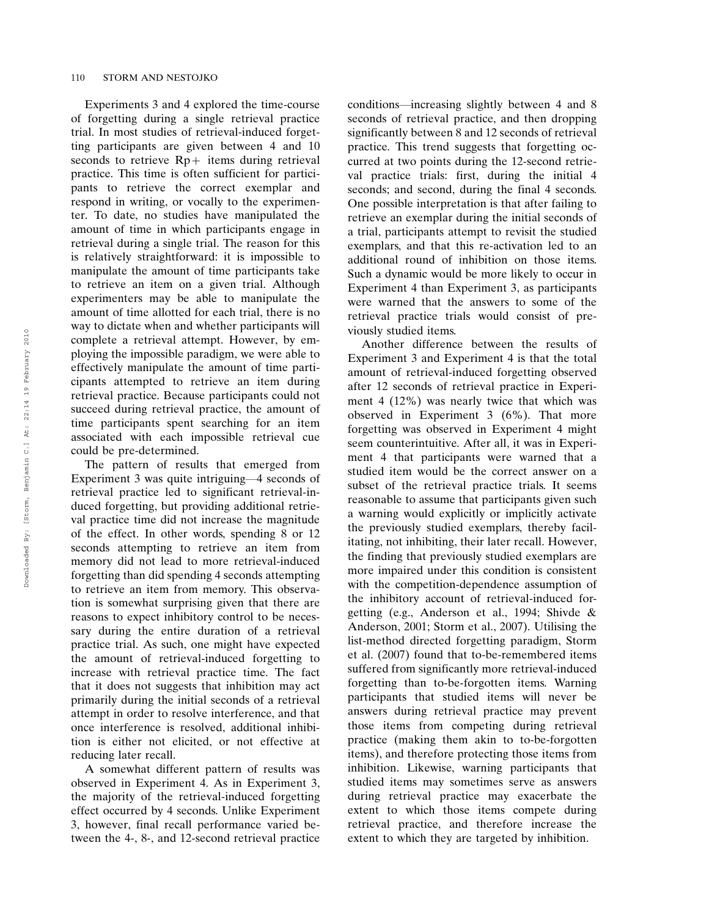Experiments 3 and 4 explored the time-course of forgetting during a single retrieval practice trial. In most studies of retrieval-induced forgetting participants are given between 4 and 10 seconds to retrieve Rp+ items during retrieval practice. This time is often sufficient for participants to retrieve the correct exemplar and respond in writing, or vocally to the experimenter. To date, no studies have manipulated the amount of time in which participants engage in retrieval during a single trial. The reason for this is relatively straightforward: it is impossible to manipulate the amount of time participants take to retrieve an item on a given trial. Although experimenters may be able to manipulate the amount of time allotted for each trial, there is no way to dictate when and whether participants will complete a retrieval attempt. However, by employing the impossible paradigm, we were able to effectively manipulate the amount of time participants attempted to retrieve an item during retrieval practice. Because participants could not succeed during retrieval practice, the amount of time participants spent searching for an item associated with each impossible retrieval cue could be pre-determined.

The pattern of results that emerged from Experiment 3 was quite intriguing—4 seconds of retrieval practice led to significant retrieval-induced forgetting, but providing additional retrieval practice time did not increase the magnitude of the effect. In other words, spending 8 or 12 seconds attempting to retrieve an item from memory did not lead to more retrieval-induced forgetting than did spending 4 seconds attempting to retrieve an item from memory. This observation is somewhat surprising given that there are reasons to expect inhibitory control to be necessary during the entire duration of a retrieval practice trial. As such, one might have expected the amount of retrieval-induced forgetting to increase with retrieval practice time. The fact that it does not suggests that inhibition may act primarily during the initial seconds of a retrieval attempt in order to resolve interference, and that once interference is resolved, additional inhibition is either not elicited, or not effective at reducing later recall.

A somewhat different pattern of results was observed in Experiment 4. As in Experiment 3, the majority of the retrieval-induced forgetting effect occurred by 4 seconds. Unlike Experiment 3, however, final recall performance varied between the 4-, 8-, and 12-second retrieval practice conditions—increasing slightly between 4 and 8 seconds of retrieval practice, and then dropping significantly between 8 and 12 seconds of retrieval practice. This trend suggests that forgetting occurred at two points during the 12-second retrieval practice trials: first, during the initial 4 seconds; and second, during the final 4 seconds. One possible interpretation is that after failing to retrieve an exemplar during the initial seconds of a trial, participants attempt to revisit the studied exemplars, and that this re-activation led to an additional round of inhibition on those items. Such a dynamic would be more likely to occur in Experiment 4 than Experiment 3, as participants were warned that the answers to some of the retrieval practice trials would consist of previously studied items.

Another difference between the results of Experiment 3 and Experiment 4 is that the total amount of retrieval-induced forgetting observed after 12 seconds of retrieval practice in Experiment 4 (12%) was nearly twice that which was observed in Experiment 3 (6%). That more forgetting was observed in Experiment 4 might seem counterintuitive. After all, it was in Experiment 4 that participants were warned that a studied item would be the correct answer on a subset of the retrieval practice trials. It seems reasonable to assume that participants given such a warning would explicitly or implicitly activate the previously studied exemplars, thereby facilitating, not inhibiting, their later recall. However, the finding that previously studied exemplars are more impaired under this condition is consistent with the competition-dependence assumption of the inhibitory account of retrieval-induced forgetting (e.g., Anderson et al., 1994; Shivde & Anderson, 2001; Storm et al., 2007). Utilising the list-method directed forgetting paradigm, Storm et al. (2007) found that to-be-remembered items suffered from significantly more retrieval-induced forgetting than to-be-forgotten items. Warning participants that studied items will never be answers during retrieval practice may prevent those items from competing during retrieval practice (making them akin to to-be-forgotten items), and therefore protecting those items from inhibition. Likewise, warning participants that studied items may sometimes serve as answers during retrieval practice may exacerbate the extent to which those items compete during retrieval practice, and therefore increase the extent to which they are targeted by inhibition.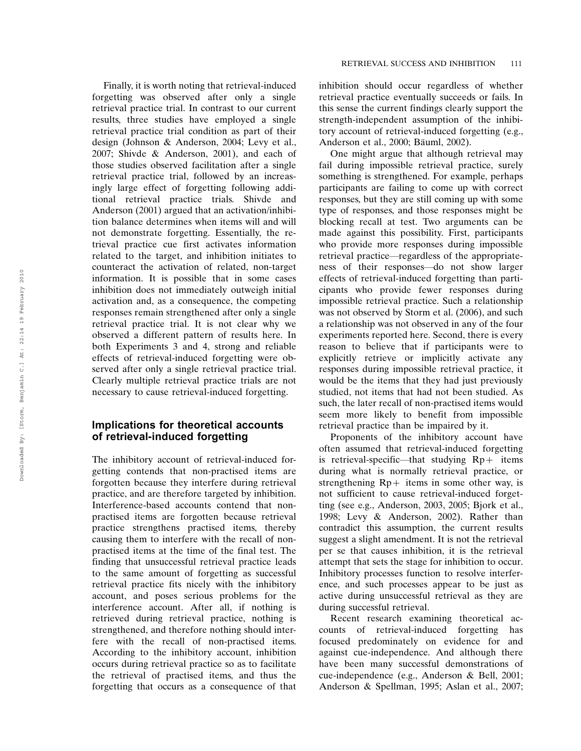Finally, it is worth noting that retrieval-induced forgetting was observed after only a single retrieval practice trial. In contrast to our current results, three studies have employed a single retrieval practice trial condition as part of their design (Johnson & Anderson, 2004; Levy et al., 2007; Shivde & Anderson, 2001), and each of those studies observed facilitation after a single retrieval practice trial, followed by an increasingly large effect of forgetting following additional retrieval practice trials. Shivde and Anderson (2001) argued that an activation/inhibition balance determines when items will and will not demonstrate forgetting. Essentially, the retrieval practice cue first activates information related to the target, and inhibition initiates to counteract the activation of related, non-target information. It is possible that in some cases inhibition does not immediately outweigh initial activation and, as a consequence, the competing responses remain strengthened after only a single retrieval practice trial. It is not clear why we observed a different pattern of results here. In both Experiments 3 and 4, strong and reliable effects of retrieval-induced forgetting were observed after only a single retrieval practice trial. Clearly multiple retrieval practice trials are not necessary to cause retrieval-induced forgetting.

## Implications for theoretical accounts of retrieval-induced forgetting

The inhibitory account of retrieval-induced forgetting contends that non-practised items are forgotten because they interfere during retrieval practice, and are therefore targeted by inhibition. Interference-based accounts contend that non-practised items are forgotten because retrieval practice strengthens practised items, thereby causing them to interfere with the recall of non-practised items at the time of the final test. The finding that unsuccessful retrieval practice leads to the same amount of forgetting as successful retrieval practice fits nicely with the inhibitory account, and poses serious problems for the interference account. After all, if nothing is retrieved during retrieval practice, nothing is strengthened, and therefore nothing should interfere with the recall of non-practised items. According to the inhibitory account, inhibition occurs during retrieval practice so as to facilitate the retrieval of practised items, and thus the forgetting that occurs as a consequence of that inhibition should occur regardless of whether retrieval practice eventually succeeds or fails. In this sense the current findings clearly support the strength-independent assumption of the inhibitory account of retrieval-induced forgetting (e.g., Anderson et al., 2000; Bäuml, 2002).

One might argue that although retrieval may fail during impossible retrieval practice, surely something is strengthened. For example, perhaps participants are failing to come up with correct responses, but they are still coming up with some type of responses, and those responses might be blocking recall at test. Two arguments can be made against this possibility. First, participants who provide more responses during impossible retrieval practice—regardless of the appropriateness of their responses—do not show larger effects of retrieval-induced forgetting than participants who provide fewer responses during impossible retrieval practice. Such a relationship was not observed by Storm et al. (2006), and such a relationship was not observed in any of the four experiments reported here. Second, there is every reason to believe that if participants were to explicitly retrieve or implicitly activate any responses during impossible retrieval practice, it would be the items that they had just previously studied, not items that had not been studied. As such, the later recall of non-practised items would seem more likely to benefit from impossible retrieval practice than be impaired by it.

Proponents of the inhibitory account have often assumed that retrieval-induced forgetting is retrieval-specific—that studying Rp+ items during what is normally retrieval practice, or strengthening Rp+ items in some other way, is not sufficient to cause retrieval-induced forgetting (see e.g., Anderson, 2003, 2005; Bjork et al., 1998; Levy & Anderson, 2002). Rather than contradict this assumption, the current results suggest a slight amendment. It is not the retrieval per se that causes inhibition, it is the retrieval attempt that sets the stage for inhibition to occur. Inhibitory processes function to resolve interference, and such processes appear to be just as active during unsuccessful retrieval as they are during successful retrieval.

Recent research examining theoretical accounts of retrieval-induced forgetting has focused predominately on evidence for and against cue-independence. And although there have been many successful demonstrations of cue-independence (e.g., Anderson & Bell, 2001; Anderson & Spellman, 1995; Aslan et al., 2007;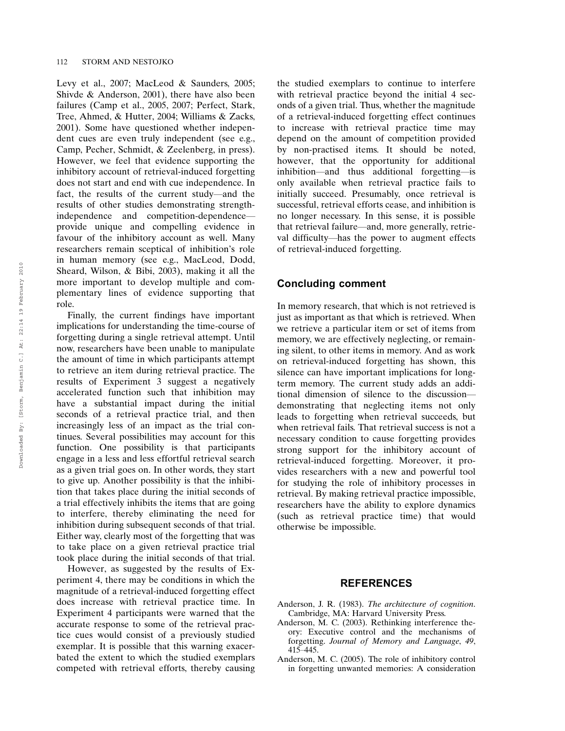Levy et al., 2007; MacLeod & Saunders, 2005; Shivde & Anderson, 2001), there have also been failures (Camp et al., 2005, 2007; Perfect, Stark, Tree, Ahmed, & Hutter, 2004; Williams & Zacks, 2001). Some have questioned whether independent cues are even truly independent (see e.g., Camp, Pecher, Schmidt, & Zeelenberg, in press). However, we feel that evidence supporting the inhibitory account of retrieval-induced forgetting does not start and end with cue independence. In fact, the results of the current study—and the results of other studies demonstrating strength-independence and competition-dependence—provide unique and compelling evidence in favour of the inhibitory account as well. Many researchers remain sceptical of inhibition's role in human memory (see e.g., MacLeod, Dodd, Sheard, Wilson, & Bibi, 2003), making it all the more important to develop multiple and complementary lines of evidence supporting that role.

Finally, the current findings have important implications for understanding the time-course of forgetting during a single retrieval attempt. Until now, researchers have been unable to manipulate the amount of time in which participants attempt to retrieve an item during retrieval practice. The results of Experiment 3 suggest a negatively accelerated function such that inhibition may have a substantial impact during the initial seconds of a retrieval practice trial, and then increasingly less of an impact as the trial continues. Several possibilities may account for this function. One possibility is that participants engage in a less and less effortful retrieval search as a given trial goes on. In other words, they start to give up. Another possibility is that the inhibition that takes place during the initial seconds of a trial effectively inhibits the items that are going to interfere, thereby eliminating the need for inhibition during subsequent seconds of that trial. Either way, clearly most of the forgetting that was to take place on a given retrieval practice trial took place during the initial seconds of that trial.

However, as suggested by the results of Experiment 4, there may be conditions in which the magnitude of a retrieval-induced forgetting effect does increase with retrieval practice time. In Experiment 4 participants were warned that the accurate response to some of the retrieval practice cues would consist of a previously studied exemplar. It is possible that this warning exacerbated the extent to which the studied exemplars competed with retrieval efforts, thereby causing the studied exemplars to continue to interfere with retrieval practice beyond the initial 4 seconds of a given trial. Thus, whether the magnitude of a retrieval-induced forgetting effect continues to increase with retrieval practice time may depend on the amount of competition provided by non-practised items. It should be noted, however, that the opportunity for additional inhibition—and thus additional forgetting—is only available when retrieval practice fails to initially succeed. Presumably, once retrieval is successful, retrieval efforts cease, and inhibition is no longer necessary. In this sense, it is possible that retrieval failure—and, more generally, retrieval difficulty—has the power to augment effects of retrieval-induced forgetting.

## Concluding comment

In memory research, that which is not retrieved is just as important as that which is retrieved. When we retrieve a particular item or set of items from memory, we are effectively neglecting, or remaining silent, to other items in memory. And as work on retrieval-induced forgetting has shown, this silence can have important implications for long-term memory. The current study adds an additional dimension of silence to the discussion—demonstrating that neglecting items not only leads to forgetting when retrieval succeeds, but when retrieval fails. That retrieval success is not a necessary condition to cause forgetting provides strong support for the inhibitory account of retrieval-induced forgetting. Moreover, it provides researchers with a new and powerful tool for studying the role of inhibitory processes in retrieval. By making retrieval practice impossible, researchers have the ability to explore dynamics (such as retrieval practice time) that would otherwise be impossible.

## REFERENCES

Anderson, J. R. (1983). *The architecture of cognition*. Cambridge, MA: Harvard University Press.

Anderson, M. C. (2003). Rethinking interference theory: Executive control and the mechanisms of forgetting. *Journal of Memory and Language*, *49*, 415–445.

Anderson, M. C. (2005). The role of inhibitory control in forgetting unwanted memories: A consideration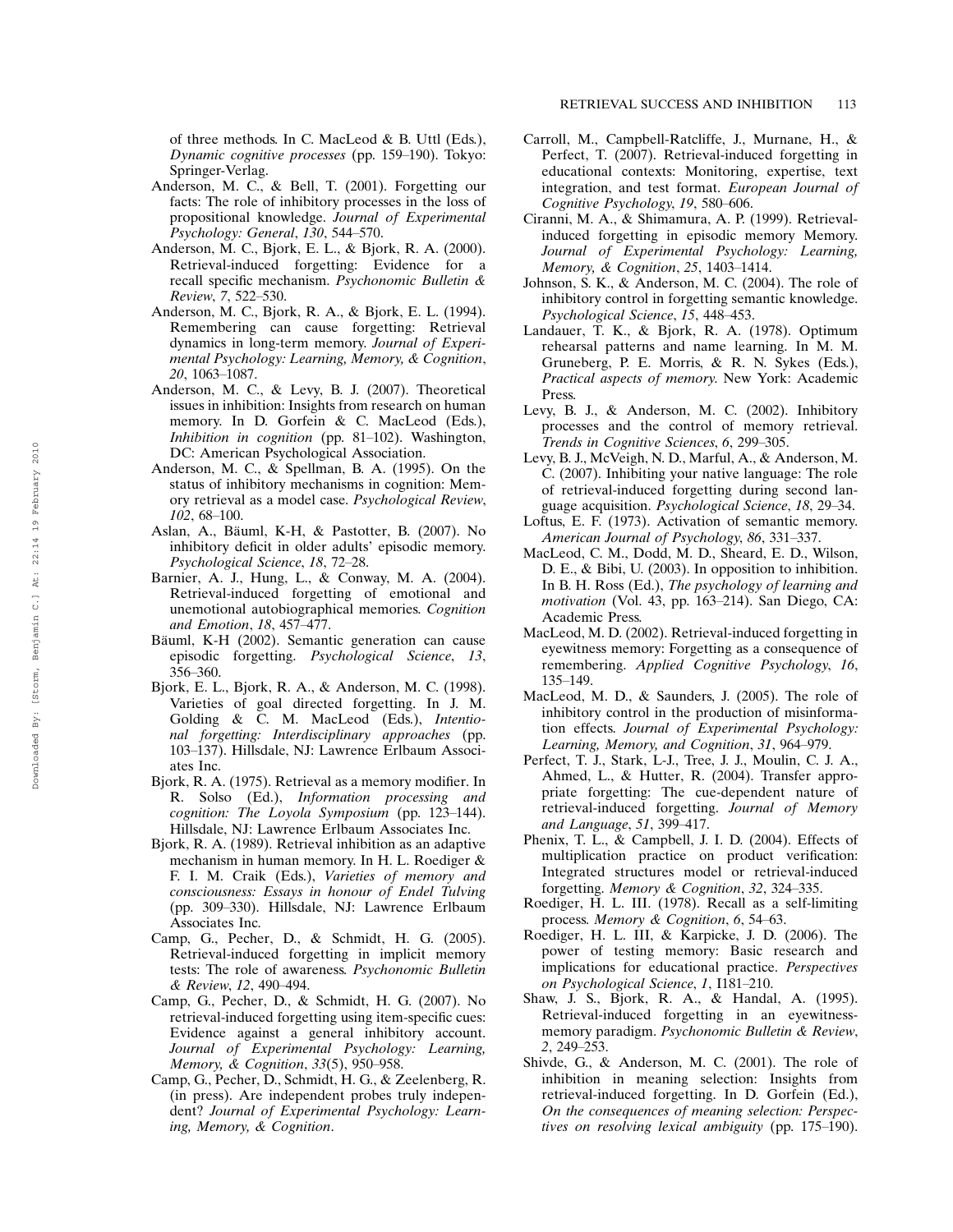of three methods. In C. MacLeod & B. Uttl (Eds.), *Dynamic cognitive processes* (pp. 159–190). Tokyo: Springer-Verlag.

Anderson, M. C., & Bell, T. (2001). Forgetting our facts: The role of inhibitory processes in the loss of propositional knowledge. *Journal of Experimental Psychology: General*, *130*, 544–570.

Anderson, M. C., Bjork, E. L., & Bjork, R. A. (2000). Retrieval-induced forgetting: Evidence for a recall specific mechanism. *Psychonomic Bulletin & Review*, *7*, 522–530.

Anderson, M. C., Bjork, R. A., & Bjork, E. L. (1994). Remembering can cause forgetting: Retrieval dynamics in long-term memory. *Journal of Experimental Psychology: Learning, Memory, & Cognition*, *20*, 1063–1087.

Anderson, M. C., & Levy, B. J. (2007). Theoretical issues in inhibition: Insights from research on human memory. In D. Gorfein & C. MacLeod (Eds.), *Inhibition in cognition* (pp. 81–102). Washington, DC: American Psychological Association.

Anderson, M. C., & Spellman, B. A. (1995). On the status of inhibitory mechanisms in cognition: Memory retrieval as a model case. *Psychological Review*, *102*, 68–100.

Aslan, A., Bäuml, K-H, & Pastotter, B. (2007). No inhibitory deficit in older adults' episodic memory. *Psychological Science*, *18*, 72–28.

Barnier, A. J., Hung, L., & Conway, M. A. (2004). Retrieval-induced forgetting of emotional and unemotional autobiographical memories. *Cognition and Emotion*, *18*, 457–477.

Bäuml, K-H (2002). Semantic generation can cause episodic forgetting. *Psychological Science*, *13*, 356–360.

Bjork, E. L., Bjork, R. A., & Anderson, M. C. (1998). Varieties of goal directed forgetting. In J. M. Golding & C. M. MacLeod (Eds.), *Intentional forgetting: Interdisciplinary approaches* (pp. 103–137). Hillsdale, NJ: Lawrence Erlbaum Associates Inc.

Bjork, R. A. (1975). Retrieval as a memory modifier. In R. Solso (Ed.), *Information processing and cognition: The Loyola Symposium* (pp. 123–144). Hillsdale, NJ: Lawrence Erlbaum Associates Inc.

Bjork, R. A. (1989). Retrieval inhibition as an adaptive mechanism in human memory. In H. L. Roediger & F. I. M. Craik (Eds.), *Varieties of memory and consciousness: Essays in honour of Endel Tulving* (pp. 309–330). Hillsdale, NJ: Lawrence Erlbaum Associates Inc.

Camp, G., Pecher, D., & Schmidt, H. G. (2005). Retrieval-induced forgetting in implicit memory tests: The role of awareness. *Psychonomic Bulletin & Review*, *12*, 490–494.

Camp, G., Pecher, D., & Schmidt, H. G. (2007). No retrieval-induced forgetting using item-specific cues: Evidence against a general inhibitory account. *Journal of Experimental Psychology: Learning, Memory, & Cognition*, *33*(5), 950–958.

Camp, G., Pecher, D., Schmidt, H. G., & Zeelenberg, R. (in press). Are independent probes truly independent? *Journal of Experimental Psychology: Learning, Memory, & Cognition*.

Carroll, M., Campbell-Ratcliffe, J., Murnane, H., & Perfect, T. (2007). Retrieval-induced forgetting in educational contexts: Monitoring, expertise, text integration, and test format. *European Journal of Cognitive Psychology*, *19*, 580–606.

Ciranni, M. A., & Shimamura, A. P. (1999). Retrieval-induced forgetting in episodic memory Memory. *Journal of Experimental Psychology: Learning, Memory, & Cognition*, *25*, 1403–1414.

Johnson, S. K., & Anderson, M. C. (2004). The role of inhibitory control in forgetting semantic knowledge. *Psychological Science*, *15*, 448–453.

Landauer, T. K., & Bjork, R. A. (1978). Optimum rehearsal patterns and name learning. In M. M. Gruneberg, P. E. Morris, & R. N. Sykes (Eds.), *Practical aspects of memory*. New York: Academic Press.

Levy, B. J., & Anderson, M. C. (2002). Inhibitory processes and the control of memory retrieval. *Trends in Cognitive Sciences*, *6*, 299–305.

Levy, B. J., McVeigh, N. D., Marful, A., & Anderson, M. C. (2007). Inhibiting your native language: The role of retrieval-induced forgetting during second language acquisition. *Psychological Science*, *18*, 29–34.

Loftus, E. F. (1973). Activation of semantic memory. *American Journal of Psychology*, *86*, 331–337.

MacLeod, C. M., Dodd, M. D., Sheard, E. D., Wilson, D. E., & Bibi, U. (2003). In opposition to inhibition. In B. H. Ross (Ed.), *The psychology of learning and motivation* (Vol. 43, pp. 163–214). San Diego, CA: Academic Press.

MacLeod, M. D. (2002). Retrieval-induced forgetting in eyewitness memory: Forgetting as a consequence of remembering. *Applied Cognitive Psychology*, *16*, 135–149.

MacLeod, M. D., & Saunders, J. (2005). The role of inhibitory control in the production of misinformation effects. *Journal of Experimental Psychology: Learning, Memory, and Cognition*, *31*, 964–979.

Perfect, T. J., Stark, L-J., Tree, J. J., Moulin, C. J. A., Ahmed, L., & Hutter, R. (2004). Transfer appropriate forgetting: The cue-dependent nature of retrieval-induced forgetting. *Journal of Memory and Language*, *51*, 399–417.

Phenix, T. L., & Campbell, J. I. D. (2004). Effects of multiplication practice on product verification: Integrated structures model or retrieval-induced forgetting. *Memory & Cognition*, *32*, 324–335.

Roediger, H. L. III. (1978). Recall as a self-limiting process. *Memory & Cognition*, *6*, 54–63.

Roediger, H. L. III, & Karpicke, J. D. (2006). The power of testing memory: Basic research and implications for educational practice. *Perspectives on Psychological Science*, *1*, I181–210.

Shaw, J. S., Bjork, R. A., & Handal, A. (1995). Retrieval-induced forgetting in an eyewitness-memory paradigm. *Psychonomic Bulletin & Review*, *2*, 249–253.

Shivde, G., & Anderson, M. C. (2001). The role of inhibition in meaning selection: Insights from retrieval-induced forgetting. In D. Gorfein (Ed.), *On the consequences of meaning selection: Perspectives on resolving lexical ambiguity* (pp. 175–190).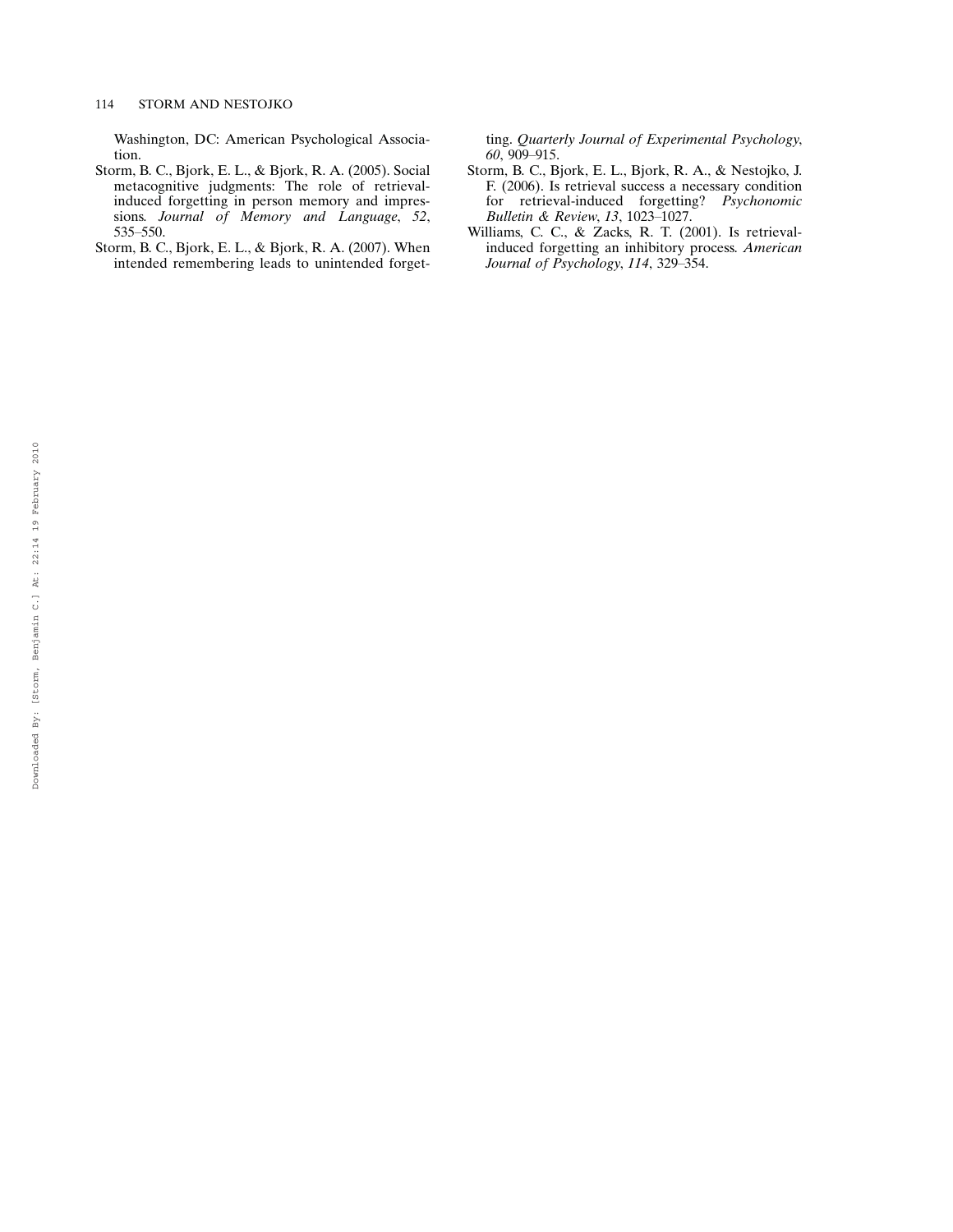Washington, DC: American Psychological Association.

Storm, B. C., Bjork, E. L., & Bjork, R. A. (2005). Social metacognitive judgments: The role of retrieval-induced forgetting in person memory and impressions. *Journal of Memory and Language*, *52*, 535–550.

Storm, B. C., Bjork, E. L., & Bjork, R. A. (2007). When intended remembering leads to unintended forgetting. *Quarterly Journal of Experimental Psychology*, *60*, 909–915.

Storm, B. C., Bjork, E. L., Bjork, R. A., & Nestojko, J. F. (2006). Is retrieval success a necessary condition for retrieval-induced forgetting? *Psychonomic Bulletin & Review*, *13*, 1023–1027.

Williams, C. C., & Zacks, R. T. (2001). Is retrieval-induced forgetting an inhibitory process. *American Journal of Psychology*, *114*, 329–354.